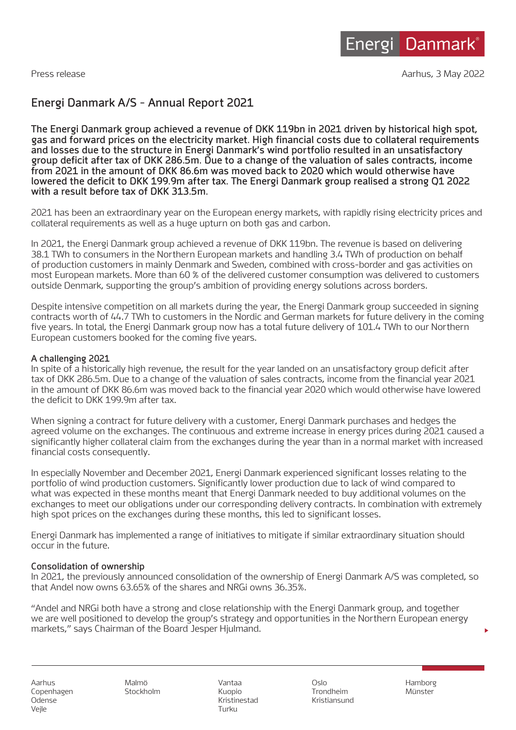Press release

Aarhus, 3 May 2022

# Energi Danmark A/S - Annual Report 2021

**The Energi Danmark group achieved a revenue of DKK 119bn in 2021 driven by historical high spot, gas and forward prices on the electricity market. High financial costs due to collateral requirements and losses due to the structure in Energi Danmark's wind portfolio resulted in an unsatisfactory group deficit after tax of DKK 286.5m. Due to a change of the valuation of sales contracts, income from 2021 in the amount of DKK 86.6m was moved back to 2020 which would otherwise have lowered the deficit to DKK 199.9m after tax. The Energi Danmark group realised a strong Q1 2022 with a result before tax of DKK 313.5m.**

2021 has been an extraordinary year on the European energy markets, with rapidly rising electricity prices and collateral requirements as well as a huge upturn on both gas and carbon.

In 2021, the Energi Danmark group achieved a revenue of DKK 119bn. The revenue is based on delivering 38.1 TWh to consumers in the Northern European markets and handling 3.4 TWh of production on behalf of production customers in mainly Denmark and Sweden, combined with cross-border and gas activities on most European markets. More than 60 % of the delivered customer consumption was delivered to customers outside Denmark, supporting the group's ambition of providing energy solutions across borders.

Despite intensive competition on all markets during the year, the Energi Danmark group succeeded in signing contracts worth of 44.7 TWh to customers in the Nordic and German markets for future delivery in the coming five years. In total, the Energi Danmark group now has a total future delivery of 101.4 TWh to our Northern European customers booked for the coming five years.

## A challenging 2021

In spite of a historically high revenue, the result for the year landed on an unsatisfactory group deficit after tax of DKK 286.5m. Due to a change of the valuation of sales contracts, income from the financial year 2021 in the amount of DKK 86.6m was moved back to the financial year 2020 which would otherwise have lowered the deficit to DKK 199.9m after tax.

When signing a contract for future delivery with a customer, Energi Danmark purchases and hedges the agreed volume on the exchanges. The continuous and extreme increase in energy prices during 2021 caused a significantly higher collateral claim from the exchanges during the year than in a normal market with increased financial costs consequently.

In especially November and December 2021, Energi Danmark experienced significant losses relating to the portfolio of wind production customers. Significantly lower production due to lack of wind compared to what was expected in these months meant that Energi Danmark needed to buy additional volumes on the exchanges to meet our obligations under our corresponding delivery contracts. In combination with extremely high spot prices on the exchanges during these months, this led to significant losses.

Energi Danmark has implemented a range of initiatives to mitigate if similar extraordinary situation should occur in the future.

## Consolidation of ownership

In 2021, the previously announced consolidation of the ownership of Energi Danmark A/S was completed, so that Andel now owns 63.65% of the shares and NRGi owns 36.35%.

"Andel and NRGi both have a strong and close relationship with the Energi Danmark group, and together we are well positioned to develop the group's strategy and opportunities in the Northern European energy markets," says Chairman of the Board Jesper Hjulmand.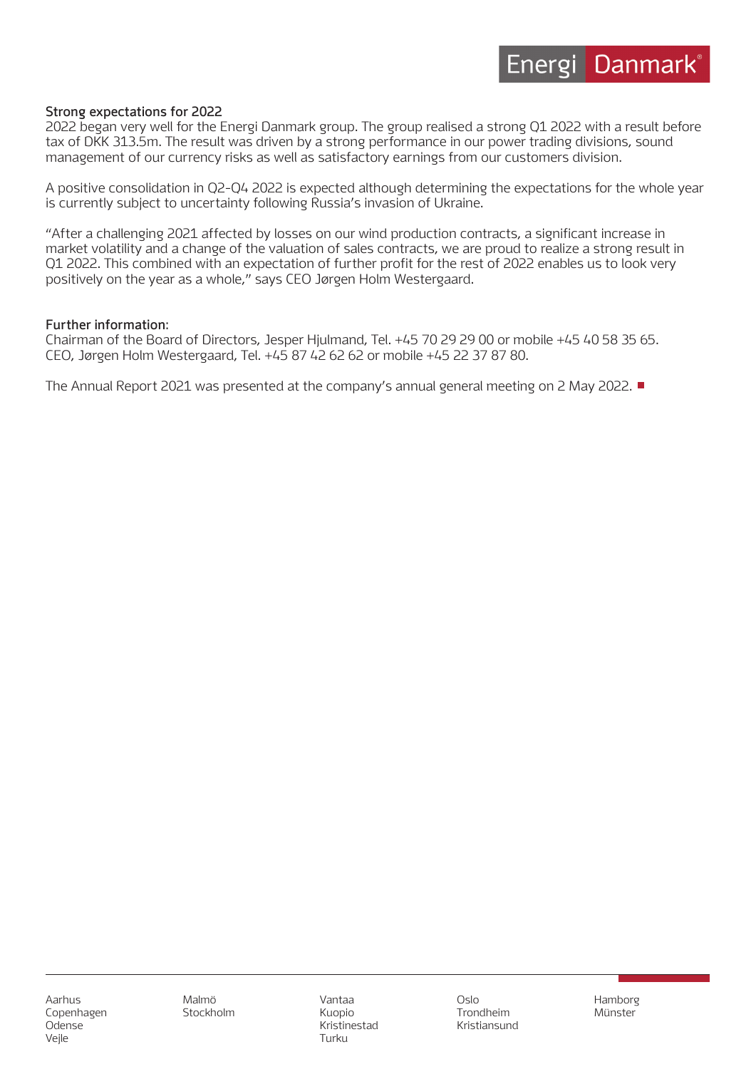### Strong expectations for 2022

2022 began very well for the Energi Danmark group. The group realised a strong Q1 2022 with a result before tax of DKK 313.5m. The result was driven by a strong performance in our power trading divisions, sound management of our currency risks as well as satisfactory earnings from our customers division.

A positive consolidation in Q2-Q4 2022 is expected although determining the expectations for the whole year is currently subject to uncertainty following Russia's invasion of Ukraine.

"After a challenging 2021 affected by losses on our wind production contracts, a significant increase in market volatility and a change of the valuation of sales contracts, we are proud to realize a strong result in Q1 2022. This combined with an expectation of further profit for the rest of 2022 enables us to look very positively on the year as a whole," says CEO Jørgen Holm Westergaard.

### Further information:

Chairman of the Board of Directors, Jesper Hjulmand, Tel. +45 70 29 29 00 or mobile +45 40 58 35 65.
CEO, Jørgen Holm Westergaard, Tel. +45 87 42 62 62 or mobile +45 22 37 87 80.

The Annual Report 2021 was presented at the company's annual general meeting on 2 May 2022.

Aarhus
Copenhagen
Odense
Vejle

Malmö
Stockholm

Vantaa
Kuopio
Kristinestad
Turku

Oslo
Trondheim
Kristiansund

Hamborg
Münster